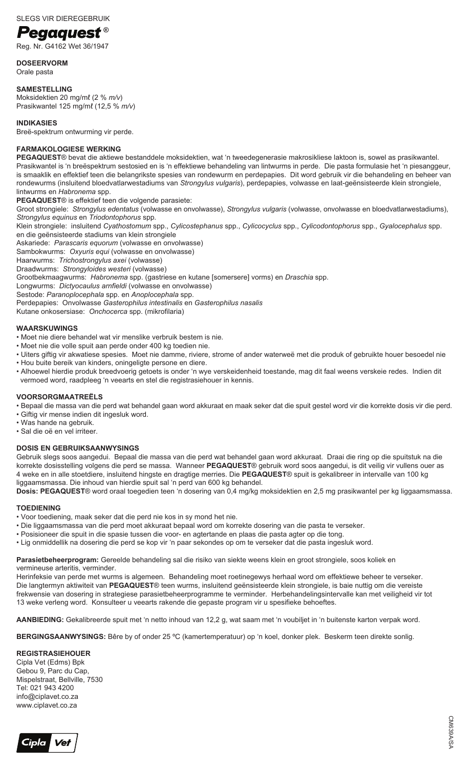SLEGS VIR DIEREGEBRUIK

# *Pegaquest*®

Reg. Nr. G4162 Wet 36/1947

**DOSEERVORM**

Orale pasta

**SAMESTELLING**

Moksidektien 20 mg/mℓ (2 % *m/v*)
Prasikwantel 125 mg/mℓ (12,5 % *m/v*)

**INDIKASIES**

Breë-spektrum ontwurming vir perde.

**FARMAKOLOGIESE WERKING**

**PEGAQUEST**® bevat die aktiewe bestanddele moksidektien, wat 'n tweedegenerasie makrosikliese laktoon is, sowel as prasikwantel. Prasikwantel is 'n breëspektrum sestosied en is 'n effektiewe behandeling van lintwurms in perde. Die pasta formulasie het 'n piesanggeur, is smaaklik en effektief teen die belangrikste spesies van rondewurm en perdepapies. Dit word gebruik vir die behandeling en beheer van rondewurms (insluitend bloedvatlarwestadiums van *Strongylus vulgaris*), perdepapies, volwasse en laat-geënsisteerde klein strongiele, lintwurms en *Habronema* spp.

**PEGAQUEST**® is effektief teen die volgende parasiete:

Groot strongiele: *Strongylus edentatus* (volwasse en onvolwasse), *Strongylus vulgaris* (volwasse, onvolwasse en bloedvatlarwestadiums), *Strongylus equinus* en *Triodontophorus* spp.

Klein strongiele: insluitend *Cyathostomum* spp., *Cylicostephanus* spp., *Cylicocyclus* spp., *Cylicodontophorus* spp., *Gyalocephalus* spp. en die geënsisteerde stadiums van klein strongiele

Askariede: *Parascaris equorum* (volwasse en onvolwasse)

Sambokwurms: *Oxyuris equi* (volwasse en onvolwasse)

Haarwurms: *Trichostrongylus axei* (volwasse)

Draadwurms: *Strongyloides westeri* (volwasse)

Grootbekmaagwurms: *Habronema* spp. (gastriese en kutane [somersere] vorms) en *Draschia* spp.

Longwurms: *Dictyocaulus arnfieldi* (volwasse en onvolwasse)

Sestode: *Paranoplocephala* spp. en *Anoplocephala* spp.

Perdepapies: Onvolwasse *Gasterophilus intestinalis* en *Gasterophilus nasalis*

Kutane onkosersiase: *Onchocerca* spp. (mikrofilaria)

**WAARSKUWINGS**

- Moet nie diere behandel wat vir menslike verbruik bestem is nie.
- Moet nie die volle spuit aan perde onder 400 kg toedien nie.
- Uiters giftig vir akwatiese spesies. Moet nie damme, riviere, strome of ander waterweë met die produk of gebruikte houer besoedel nie
- Hou buite bereik van kinders, oningeligte persone en diere.
- Alhoewel hierdie produk breedvoerig getoets is onder 'n wye verskeidenheid toestande, mag dit faal weens verskeie redes. Indien dit vermoed word, raadpleeg 'n veearts en stel die registrasiehouer in kennis.

**VOORSORGMAATREËLS**

- Bepaal die massa van die perd wat behandel gaan word akkuraat en maak seker dat die spuit gestel word vir die korrekte dosis vir die perd.
- Giftig vir mense indien dit ingesluk word.
- Was hande na gebruik.
- Sal die oë en vel irriteer.

**DOSIS EN GEBRUIKSAANWYSINGS**

Gebruik slegs soos aangedui. Bepaal die massa van die perd wat behandel gaan word akkuraat. Draai die ring op die spuitstuk na die korrekte dosisstelling volgens die perd se massa. Wanneer **PEGAQUEST**® gebruik word soos aangedui, is dit veilig vir vullens ouer as 4 weke en in alle stoetdiere, insluitend hingste en dragtige merries. Die **PEGAQUEST**® spuit is gekalibreer in intervalle van 100 kg liggaamsmassa. Die inhoud van hierdie spuit sal 'n perd van 600 kg behandel.

**Dosis: PEGAQUEST**® word oraal toegedien teen 'n dosering van 0,4 mg/kg moksidektien en 2,5 mg prasikwantel per kg liggaamsmassa.

**TOEDIENING**

- Voor toediening, maak seker dat die perd nie kos in sy mond het nie.
- Die liggaamsmassa van die perd moet akkuraat bepaal word om korrekte dosering van die pasta te verseker.
- Posisioneer die spuit in die spasie tussen die voor- en agtertande en plaas die pasta agter op die tong.
- Lig onmiddellik na dosering die perd se kop vir 'n paar sekondes op om te verseker dat die pasta ingesluk word.

**Parasietbeheerprogram:** Gereelde behandeling sal die risiko van siekte weens klein en groot strongiele, soos koliek en vermineuse arteritis, verminder.

Herinfeksie van perde met wurms is algemeen. Behandeling moet roetinegewys herhaal word om effektiewe beheer te verseker. Die langtermyn aktiwiteit van **PEGAQUEST**® teen wurms, insluitend geënsisteerde klein strongiele, is baie nuttig om die vereiste frekwensie van dosering in strategiese parasietbeheerprogramme te verminder. Herbehandelingsintervalle kan met veiligheid vir tot 13 weke verleng word. Konsulteer u veearts rakende die gepaste program vir u spesifieke behoeftes.

**AANBIEDING:** Gekalibreerde spuit met 'n netto inhoud van 12,2 g, wat saam met 'n voubiljet in 'n buitenste karton verpak word.

**BERGINGSAANWYSINGS:** Bêre by of onder 25 ºC (kamertemperatuur) op 'n koel, donker plek. Beskerm teen direkte sonlig.

**REGISTRASIEHOUER**

Cipla Vet (Edms) Bpk
Gebou 9, Parc du Cap,
Mispelstraat, Bellville, 7530
Tel: 021 943 4200
info@ciplavet.co.za
www.ciplavet.co.za

Cipla Vet

CM639A/SA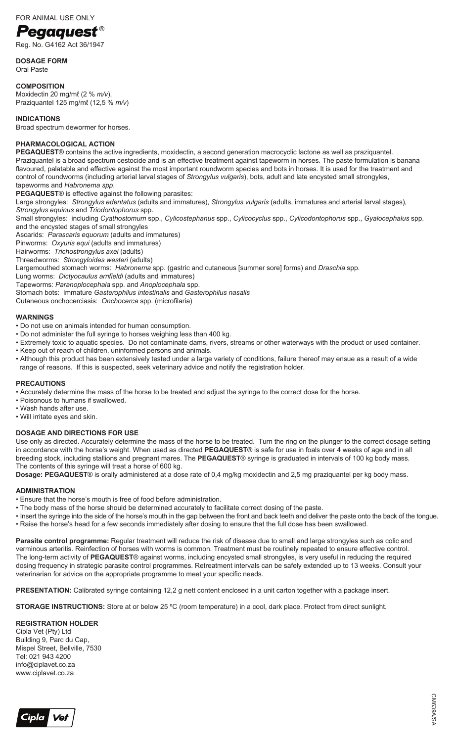FOR ANIMAL USE ONLY

# Pegaquest®

Reg. No. G4162 Act 36/1947

**DOSAGE FORM**

Oral Paste

**COMPOSITION**

Moxidectin 20 mg/mℓ (2 % *m/v*),
Praziquantel 125 mg/mℓ (12,5 % *m/v*)

**INDICATIONS**

Broad spectrum dewormer for horses.

**PHARMACOLOGICAL ACTION**

**PEGAQUEST**® contains the active ingredients, moxidectin, a second generation macrocyclic lactone as well as praziquantel. Praziquantel is a broad spectrum cestocide and is an effective treatment against tapeworm in horses. The paste formulation is banana flavoured, palatable and effective against the most important roundworm species and bots in horses. It is used for the treatment and control of roundworms (including arterial larval stages of *Strongylus vulgaris*), bots, adult and late encysted small strongyles, tapeworms and *Habronema spp.*

**PEGAQUEST**® is effective against the following parasites:

Large strongyles: *Strongylus edentatus* (adults and immatures), *Strongylus vulgaris* (adults, immatures and arterial larval stages), *Strongylus equinus* and *Triodontophorus* spp.

Small strongyles: including *Cyathostomum* spp., *Cylicostephanus* spp., *Cylicocyclus* spp., *Cylicodontophorus* spp., *Gyalocephalus* spp. and the encysted stages of small strongyles

Ascarids: *Parascaris equorum* (adults and immatures)

Pinworms: *Oxyuris equi* (adults and immatures)

Hairworms: *Trichostrongylus axei* (adults)

Threadworms: *Strongyloides westeri* (adults)

Largemouthed stomach worms: *Habronema* spp. (gastric and cutaneous [summer sore] forms) and *Draschia* spp.

Lung worms: *Dictyocaulus arnfieldi* (adults and immatures)

Tapeworms: *Paranoplocephala* spp. and *Anoplocephala* spp.

Stomach bots: Immature *Gasterophilus intestinalis* and *Gasterophilus nasalis*

Cutaneous onchocerciasis: *Onchocerca* spp. (microfilaria)

**WARNINGS**

- Do not use on animals intended for human consumption.
- Do not administer the full syringe to horses weighing less than 400 kg.
- Extremely toxic to aquatic species. Do not contaminate dams, rivers, streams or other waterways with the product or used container.
- Keep out of reach of children, uninformed persons and animals.
- Although this product has been extensively tested under a large variety of conditions, failure thereof may ensue as a result of a wide range of reasons. If this is suspected, seek veterinary advice and notify the registration holder.

**PRECAUTIONS**

- Accurately determine the mass of the horse to be treated and adjust the syringe to the correct dose for the horse.
- Poisonous to humans if swallowed.
- Wash hands after use.
- Will irritate eyes and skin.

**DOSAGE AND DIRECTIONS FOR USE**

Use only as directed. Accurately determine the mass of the horse to be treated. Turn the ring on the plunger to the correct dosage setting in accordance with the horse's weight. When used as directed **PEGAQUEST**® is safe for use in foals over 4 weeks of age and in all breeding stock, including stallions and pregnant mares. The **PEGAQUEST**® syringe is graduated in intervals of 100 kg body mass. The contents of this syringe will treat a horse of 600 kg.

**Dosage: PEGAQUEST**® is orally administered at a dose rate of 0,4 mg/kg moxidectin and 2,5 mg praziquantel per kg body mass.

**ADMINISTRATION**

- Ensure that the horse's mouth is free of food before administration.
- The body mass of the horse should be determined accurately to facilitate correct dosing of the paste.
- Insert the syringe into the side of the horse's mouth in the gap between the front and back teeth and deliver the paste onto the back of the tongue.
- Raise the horse's head for a few seconds immediately after dosing to ensure that the full dose has been swallowed.

**Parasite control programme:** Regular treatment will reduce the risk of disease due to small and large strongyles such as colic and verminous arteritis. Reinfection of horses with worms is common. Treatment must be routinely repeated to ensure effective control. The long-term activity of **PEGAQUEST**® against worms, including encysted small strongyles, is very useful in reducing the required dosing frequency in strategic parasite control programmes. Retreatment intervals can be safely extended up to 13 weeks. Consult your veterinarian for advice on the appropriate programme to meet your specific needs.

**PRESENTATION:** Calibrated syringe containing 12,2 g nett content enclosed in a unit carton together with a package insert.

**STORAGE INSTRUCTIONS:** Store at or below 25 ºC (room temperature) in a cool, dark place. Protect from direct sunlight.

**REGISTRATION HOLDER**

Cipla Vet (Pty) Ltd
Building 9, Parc du Cap,
Mispel Street, Bellville, 7530
Tel: 021 943 4200
info@ciplavet.co.za
www.ciplavet.co.za

Cipla Vet

CM639A/SA